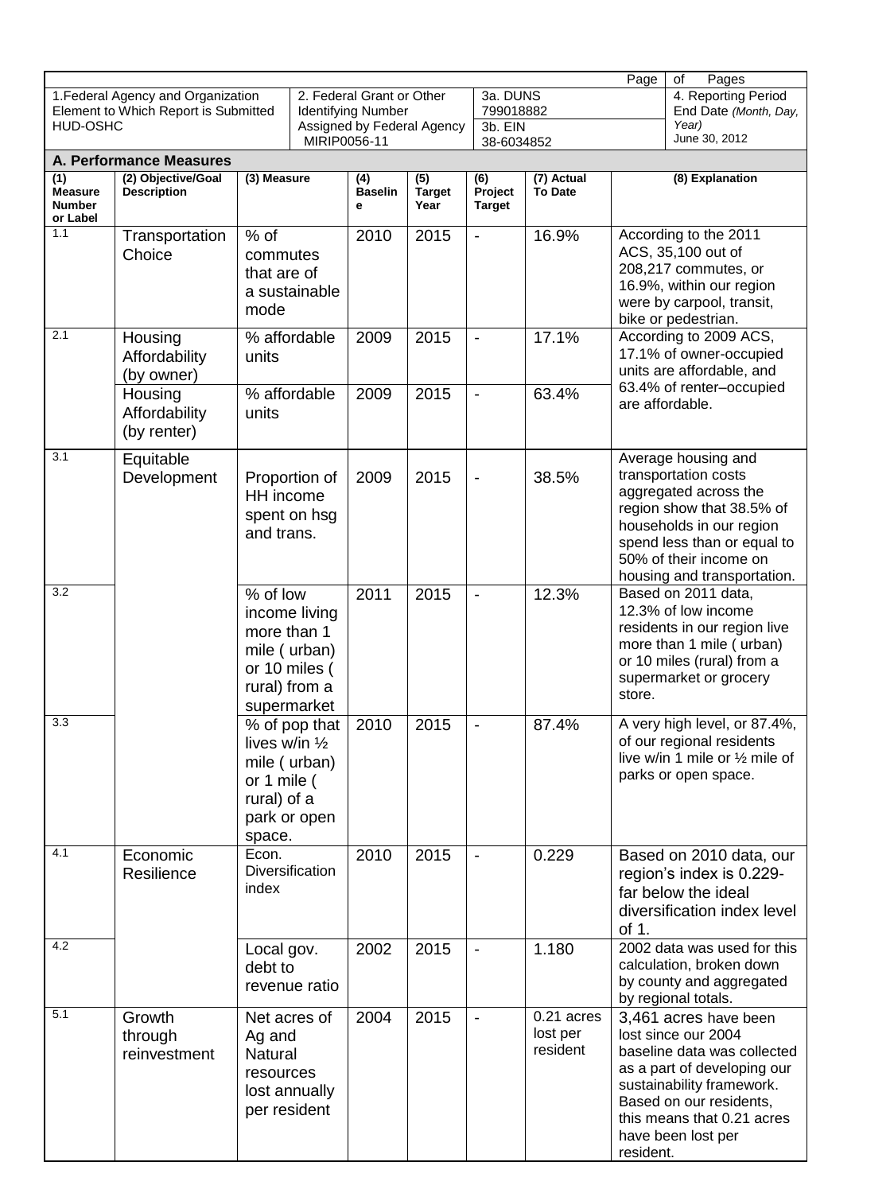| Page | of Pages |
|---|---|

| 1.Federal Agency and Organization Element to Which Report is Submitted | 2. Federal Grant or Other Identifying Number Assigned by Federal Agency | 3a. DUNS | 4. Reporting Period End Date *(Month, Day, Year)* |
|---|---|---|---|
| HUD-OSHC | MIRIP0056-11 | 799018882<br>3b. EIN<br>38-6034852 | June 30, 2012 |

## A. Performance Measures

| (1) Measure Number or Label | (2) Objective/Goal Description | (3) Measure | (4) Baseline | (5) Target Year | (6) Project Target | (7) Actual To Date | (8) Explanation |
|---|---|---|---|---|---|---|---|
| 1.1 | Transportation Choice | % of commutes that are of a sustainable mode | 2010 | 2015 | - | 16.9% | According to the 2011 ACS, 35,100 out of 208,217 commutes, or 16.9%, within our region were by carpool, transit, bike or pedestrian. |
| 2.1 | Housing Affordability (by owner) | % affordable units | 2009 | 2015 | - | 17.1% | According to 2009 ACS, 17.1% of owner-occupied units are affordable, and 63.4% of renter–occupied are affordable. |
| | Housing Affordability (by renter) | % affordable units | 2009 | 2015 | - | 63.4% | |
| 3.1 | Equitable Development | Proportion of HH income spent on hsg and trans. | 2009 | 2015 | - | 38.5% | Average housing and transportation costs aggregated across the region show that 38.5% of households in our region spend less than or equal to 50% of their income on housing and transportation. |
| 3.2 | | % of low income living more than 1 mile ( urban) or 10 miles ( rural) from a supermarket | 2011 | 2015 | - | 12.3% | Based on 2011 data, 12.3% of low income residents in our region live more than 1 mile ( urban) or 10 miles (rural) from a supermarket or grocery store. |
| 3.3 | | % of pop that lives w/in ½ mile ( urban) or 1 mile ( rural) of a park or open space. | 2010 | 2015 | - | 87.4% | A very high level, or 87.4%, of our regional residents live w/in 1 mile or ½ mile of parks or open space. |
| 4.1 | Economic Resilience | Econ. Diversification index | 2010 | 2015 | - | 0.229 | Based on 2010 data, our region's index is 0.229- far below the ideal diversification index level of 1. |
| 4.2 | | Local gov. debt to revenue ratio | 2002 | 2015 | - | 1.180 | 2002 data was used for this calculation, broken down by county and aggregated by regional totals. |
| 5.1 | Growth through reinvestment | Net acres of Ag and Natural resources lost annually per resident | 2004 | 2015 | - | 0.21 acres lost per resident | 3,461 acres have been lost since our 2004 baseline data was collected as a part of developing our sustainability framework. Based on our residents, this means that 0.21 acres have been lost per resident. |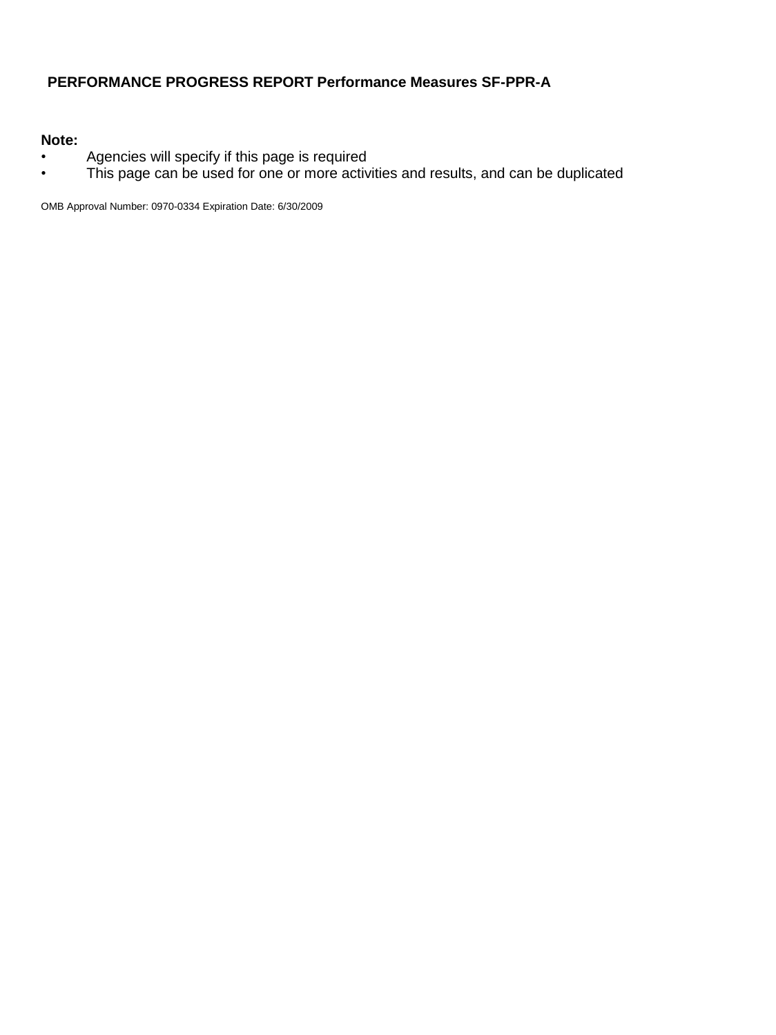**PERFORMANCE PROGRESS REPORT Performance Measures SF-PPR-A**

**Note:**

- Agencies will specify if this page is required
- This page can be used for one or more activities and results, and can be duplicated

OMB Approval Number: 0970-0334 Expiration Date: 6/30/2009